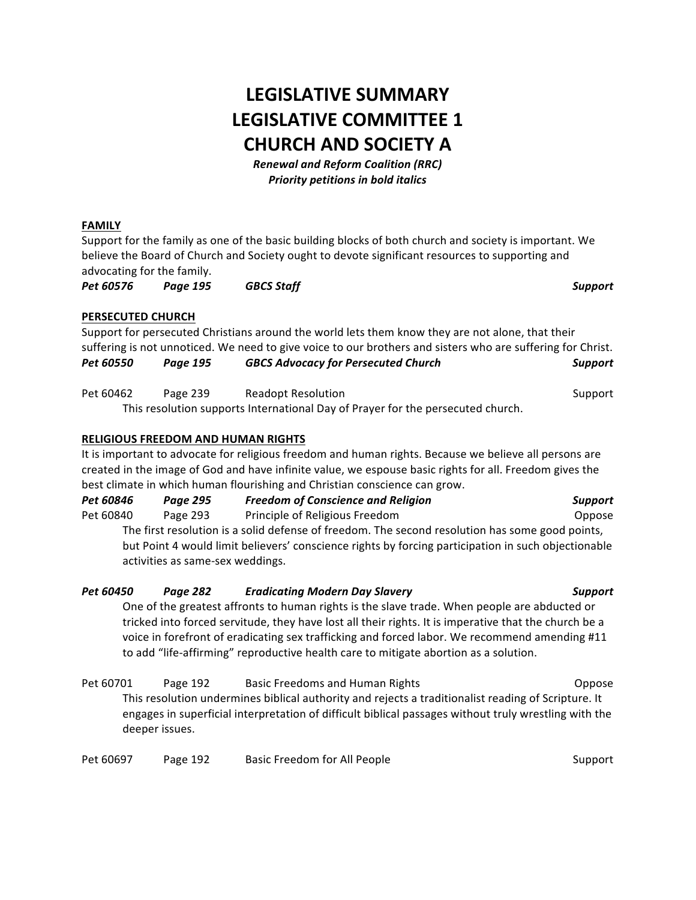# LEGISLATIVE SUMMARY
# LEGISLATIVE COMMITTEE 1
# CHURCH AND SOCIETY A

***Renewal and Reform Coalition (RRC)***
***Priority petitions in bold italics***

**FAMILY**

Support for the family as one of the basic building blocks of both church and society is important. We believe the Board of Church and Society ought to devote significant resources to supporting and advocating for the family.

***Pet 60576 Page 195 GBCS Staff Support***

**PERSECUTED CHURCH**

Support for persecuted Christians around the world lets them know they are not alone, that their suffering is not unnoticed. We need to give voice to our brothers and sisters who are suffering for Christ.

***Pet 60550 Page 195 GBCS Advocacy for Persecuted Church Support***

Pet 60462 Page 239 Readopt Resolution Support

This resolution supports International Day of Prayer for the persecuted church.

**RELIGIOUS FREEDOM AND HUMAN RIGHTS**

It is important to advocate for religious freedom and human rights. Because we believe all persons are created in the image of God and have infinite value, we espouse basic rights for all. Freedom gives the best climate in which human flourishing and Christian conscience can grow.

***Pet 60846 Page 295 Freedom of Conscience and Religion Support***

Pet 60840 Page 293 Principle of Religious Freedom Oppose

The first resolution is a solid defense of freedom. The second resolution has some good points, but Point 4 would limit believers' conscience rights by forcing participation in such objectionable activities as same-sex weddings.

***Pet 60450 Page 282 Eradicating Modern Day Slavery Support***

One of the greatest affronts to human rights is the slave trade. When people are abducted or tricked into forced servitude, they have lost all their rights. It is imperative that the church be a voice in forefront of eradicating sex trafficking and forced labor. We recommend amending #11 to add "life-affirming" reproductive health care to mitigate abortion as a solution.

Pet 60701 Page 192 Basic Freedoms and Human Rights Oppose

This resolution undermines biblical authority and rejects a traditionalist reading of Scripture. It engages in superficial interpretation of difficult biblical passages without truly wrestling with the deeper issues.

Pet 60697 Page 192 Basic Freedom for All People Support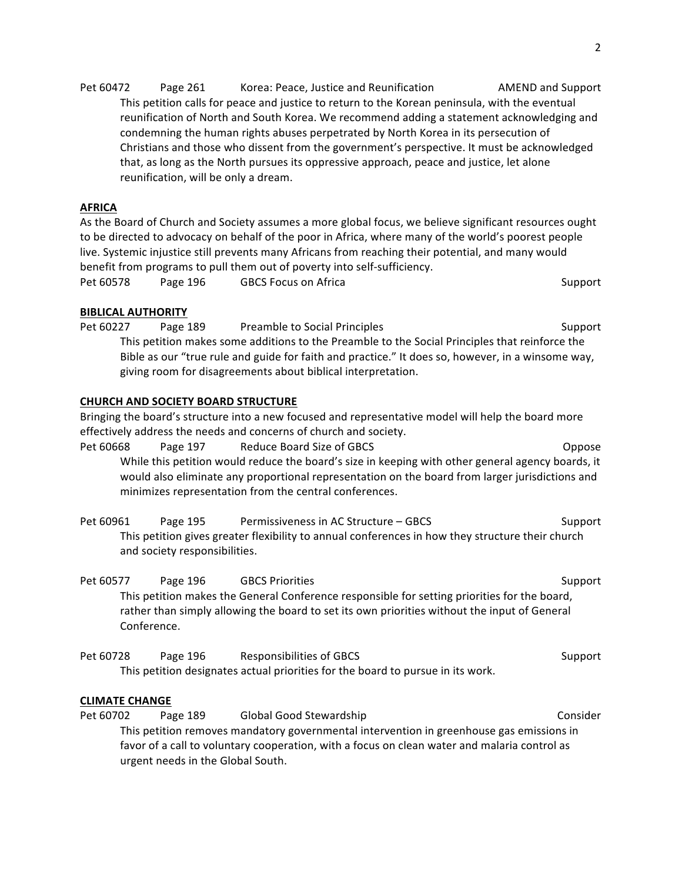Pet 60472 Page 261 Korea: Peace, Justice and Reunification AMEND and Support

This petition calls for peace and justice to return to the Korean peninsula, with the eventual reunification of North and South Korea. We recommend adding a statement acknowledging and condemning the human rights abuses perpetrated by North Korea in its persecution of Christians and those who dissent from the government's perspective. It must be acknowledged that, as long as the North pursues its oppressive approach, peace and justice, let alone reunification, will be only a dream.

## AFRICA

As the Board of Church and Society assumes a more global focus, we believe significant resources ought to be directed to advocacy on behalf of the poor in Africa, where many of the world's poorest people live. Systemic injustice still prevents many Africans from reaching their potential, and many would benefit from programs to pull them out of poverty into self-sufficiency.

Pet 60578 Page 196 GBCS Focus on Africa Support

## BIBLICAL AUTHORITY

Pet 60227 Page 189 Preamble to Social Principles Support

This petition makes some additions to the Preamble to the Social Principles that reinforce the Bible as our "true rule and guide for faith and practice." It does so, however, in a winsome way, giving room for disagreements about biblical interpretation.

## CHURCH AND SOCIETY BOARD STRUCTURE

Bringing the board's structure into a new focused and representative model will help the board more effectively address the needs and concerns of church and society.

Pet 60668 Page 197 Reduce Board Size of GBCS Oppose

While this petition would reduce the board's size in keeping with other general agency boards, it would also eliminate any proportional representation on the board from larger jurisdictions and minimizes representation from the central conferences.

Pet 60961 Page 195 Permissiveness in AC Structure – GBCS Support

This petition gives greater flexibility to annual conferences in how they structure their church and society responsibilities.

Pet 60577 Page 196 GBCS Priorities Support

This petition makes the General Conference responsible for setting priorities for the board, rather than simply allowing the board to set its own priorities without the input of General Conference.

Pet 60728 Page 196 Responsibilities of GBCS Support

This petition designates actual priorities for the board to pursue in its work.

## CLIMATE CHANGE

Pet 60702 Page 189 Global Good Stewardship Consider

This petition removes mandatory governmental intervention in greenhouse gas emissions in favor of a call to voluntary cooperation, with a focus on clean water and malaria control as urgent needs in the Global South.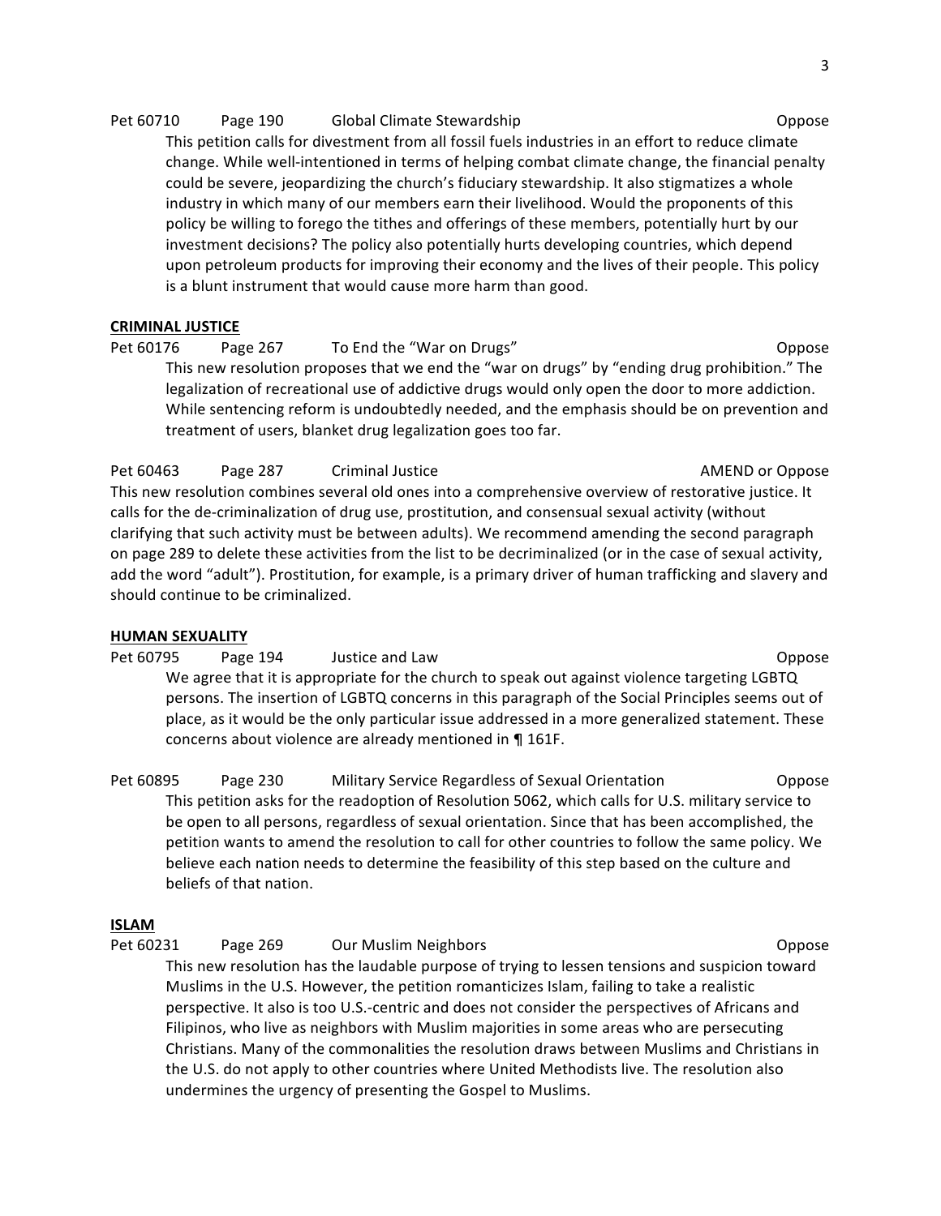Pet 60710 Page 190 Global Climate Stewardship Oppose

This petition calls for divestment from all fossil fuels industries in an effort to reduce climate change. While well-intentioned in terms of helping combat climate change, the financial penalty could be severe, jeopardizing the church's fiduciary stewardship. It also stigmatizes a whole industry in which many of our members earn their livelihood. Would the proponents of this policy be willing to forego the tithes and offerings of these members, potentially hurt by our investment decisions? The policy also potentially hurts developing countries, which depend upon petroleum products for improving their economy and the lives of their people. This policy is a blunt instrument that would cause more harm than good.

**CRIMINAL JUSTICE**

Pet 60176 Page 267 To End the "War on Drugs" Oppose

This new resolution proposes that we end the "war on drugs" by "ending drug prohibition." The legalization of recreational use of addictive drugs would only open the door to more addiction. While sentencing reform is undoubtedly needed, and the emphasis should be on prevention and treatment of users, blanket drug legalization goes too far.

Pet 60463 Page 287 Criminal Justice AMEND or Oppose

This new resolution combines several old ones into a comprehensive overview of restorative justice. It calls for the de-criminalization of drug use, prostitution, and consensual sexual activity (without clarifying that such activity must be between adults). We recommend amending the second paragraph on page 289 to delete these activities from the list to be decriminalized (or in the case of sexual activity, add the word "adult"). Prostitution, for example, is a primary driver of human trafficking and slavery and should continue to be criminalized.

**HUMAN SEXUALITY**

Pet 60795 Page 194 Justice and Law Oppose

We agree that it is appropriate for the church to speak out against violence targeting LGBTQ persons. The insertion of LGBTQ concerns in this paragraph of the Social Principles seems out of place, as it would be the only particular issue addressed in a more generalized statement. These concerns about violence are already mentioned in ¶ 161F.

Pet 60895 Page 230 Military Service Regardless of Sexual Orientation Oppose

This petition asks for the readoption of Resolution 5062, which calls for U.S. military service to be open to all persons, regardless of sexual orientation. Since that has been accomplished, the petition wants to amend the resolution to call for other countries to follow the same policy. We believe each nation needs to determine the feasibility of this step based on the culture and beliefs of that nation.

**ISLAM**

Pet 60231 Page 269 Our Muslim Neighbors Oppose

This new resolution has the laudable purpose of trying to lessen tensions and suspicion toward Muslims in the U.S. However, the petition romanticizes Islam, failing to take a realistic perspective. It also is too U.S.-centric and does not consider the perspectives of Africans and Filipinos, who live as neighbors with Muslim majorities in some areas who are persecuting Christians. Many of the commonalities the resolution draws between Muslims and Christians in the U.S. do not apply to other countries where United Methodists live. The resolution also undermines the urgency of presenting the Gospel to Muslims.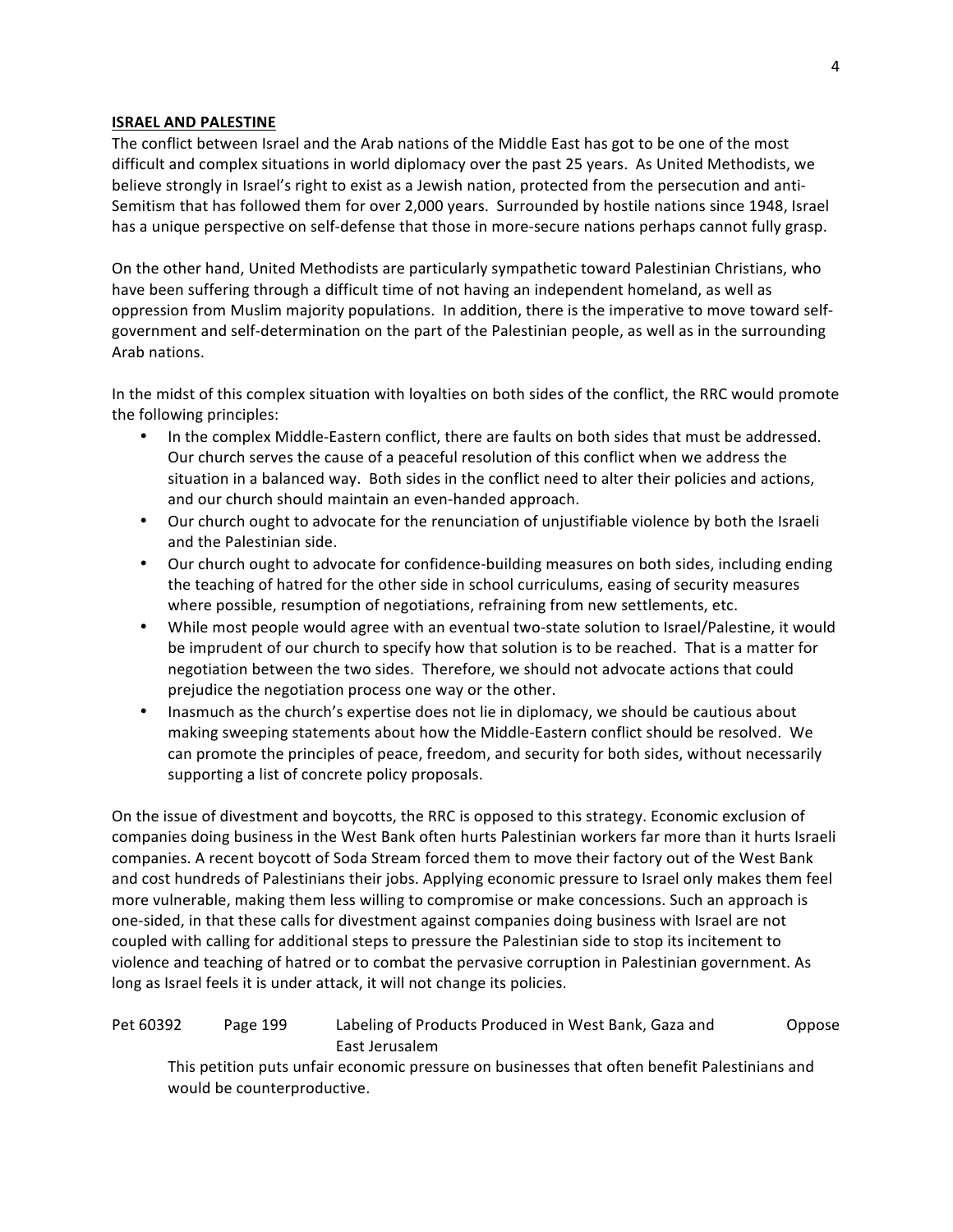## ISRAEL AND PALESTINE

The conflict between Israel and the Arab nations of the Middle East has got to be one of the most difficult and complex situations in world diplomacy over the past 25 years. As United Methodists, we believe strongly in Israel's right to exist as a Jewish nation, protected from the persecution and anti-Semitism that has followed them for over 2,000 years. Surrounded by hostile nations since 1948, Israel has a unique perspective on self-defense that those in more-secure nations perhaps cannot fully grasp.

On the other hand, United Methodists are particularly sympathetic toward Palestinian Christians, who have been suffering through a difficult time of not having an independent homeland, as well as oppression from Muslim majority populations. In addition, there is the imperative to move toward self-government and self-determination on the part of the Palestinian people, as well as in the surrounding Arab nations.

In the midst of this complex situation with loyalties on both sides of the conflict, the RRC would promote the following principles:

- In the complex Middle-Eastern conflict, there are faults on both sides that must be addressed. Our church serves the cause of a peaceful resolution of this conflict when we address the situation in a balanced way. Both sides in the conflict need to alter their policies and actions, and our church should maintain an even-handed approach.
- Our church ought to advocate for the renunciation of unjustifiable violence by both the Israeli and the Palestinian side.
- Our church ought to advocate for confidence-building measures on both sides, including ending the teaching of hatred for the other side in school curriculums, easing of security measures where possible, resumption of negotiations, refraining from new settlements, etc.
- While most people would agree with an eventual two-state solution to Israel/Palestine, it would be imprudent of our church to specify how that solution is to be reached. That is a matter for negotiation between the two sides. Therefore, we should not advocate actions that could prejudice the negotiation process one way or the other.
- Inasmuch as the church's expertise does not lie in diplomacy, we should be cautious about making sweeping statements about how the Middle-Eastern conflict should be resolved. We can promote the principles of peace, freedom, and security for both sides, without necessarily supporting a list of concrete policy proposals.

On the issue of divestment and boycotts, the RRC is opposed to this strategy. Economic exclusion of companies doing business in the West Bank often hurts Palestinian workers far more than it hurts Israeli companies. A recent boycott of Soda Stream forced them to move their factory out of the West Bank and cost hundreds of Palestinians their jobs. Applying economic pressure to Israel only makes them feel more vulnerable, making them less willing to compromise or make concessions. Such an approach is one-sided, in that these calls for divestment against companies doing business with Israel are not coupled with calling for additional steps to pressure the Palestinian side to stop its incitement to violence and teaching of hatred or to combat the pervasive corruption in Palestinian government. As long as Israel feels it is under attack, it will not change its policies.

| Pet 60392 | Page 199 | Labeling of Products Produced in West Bank, Gaza and East Jerusalem | Oppose |
|---|---|---|---|

This petition puts unfair economic pressure on businesses that often benefit Palestinians and would be counterproductive.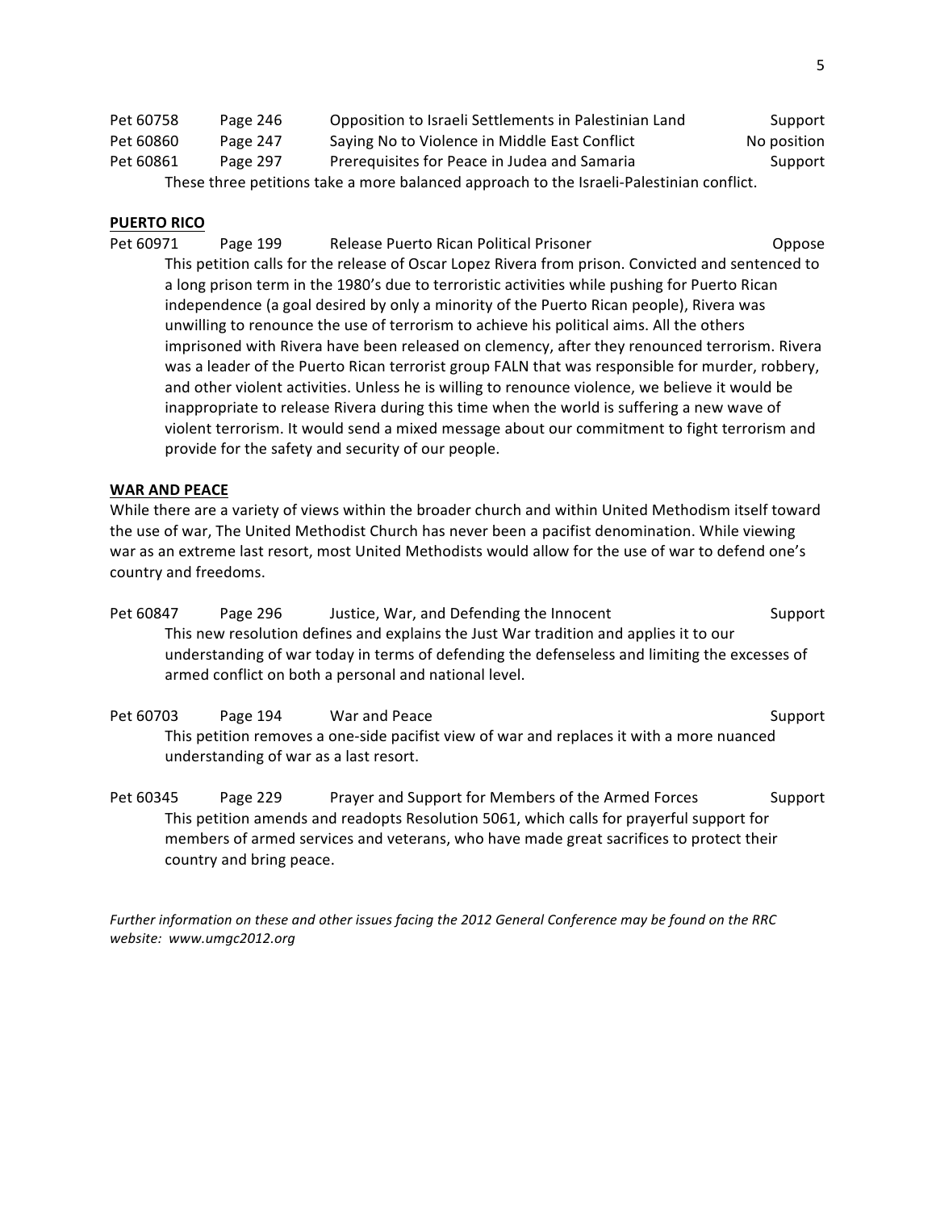| | | | |
|---|---|---|---|
| Pet 60758 | Page 246 | Opposition to Israeli Settlements in Palestinian Land | Support |
| Pet 60860 | Page 247 | Saying No to Violence in Middle East Conflict | No position |
| Pet 60861 | Page 297 | Prerequisites for Peace in Judea and Samaria | Support |

These three petitions take a more balanced approach to the Israeli-Palestinian conflict.

**PUERTO RICO**

Pet 60971 Page 199 Release Puerto Rican Political Prisoner Oppose

This petition calls for the release of Oscar Lopez Rivera from prison. Convicted and sentenced to a long prison term in the 1980's due to terroristic activities while pushing for Puerto Rican independence (a goal desired by only a minority of the Puerto Rican people), Rivera was unwilling to renounce the use of terrorism to achieve his political aims. All the others imprisoned with Rivera have been released on clemency, after they renounced terrorism. Rivera was a leader of the Puerto Rican terrorist group FALN that was responsible for murder, robbery, and other violent activities. Unless he is willing to renounce violence, we believe it would be inappropriate to release Rivera during this time when the world is suffering a new wave of violent terrorism. It would send a mixed message about our commitment to fight terrorism and provide for the safety and security of our people.

**WAR AND PEACE**

While there are a variety of views within the broader church and within United Methodism itself toward the use of war, The United Methodist Church has never been a pacifist denomination. While viewing war as an extreme last resort, most United Methodists would allow for the use of war to defend one's country and freedoms.

Pet 60847 Page 296 Justice, War, and Defending the Innocent Support

This new resolution defines and explains the Just War tradition and applies it to our understanding of war today in terms of defending the defenseless and limiting the excesses of armed conflict on both a personal and national level.

Pet 60703 Page 194 War and Peace Support

This petition removes a one-side pacifist view of war and replaces it with a more nuanced understanding of war as a last resort.

Pet 60345 Page 229 Prayer and Support for Members of the Armed Forces Support

This petition amends and readopts Resolution 5061, which calls for prayerful support for members of armed services and veterans, who have made great sacrifices to protect their country and bring peace.

*Further information on these and other issues facing the 2012 General Conference may be found on the RRC website: www.umgc2012.org*